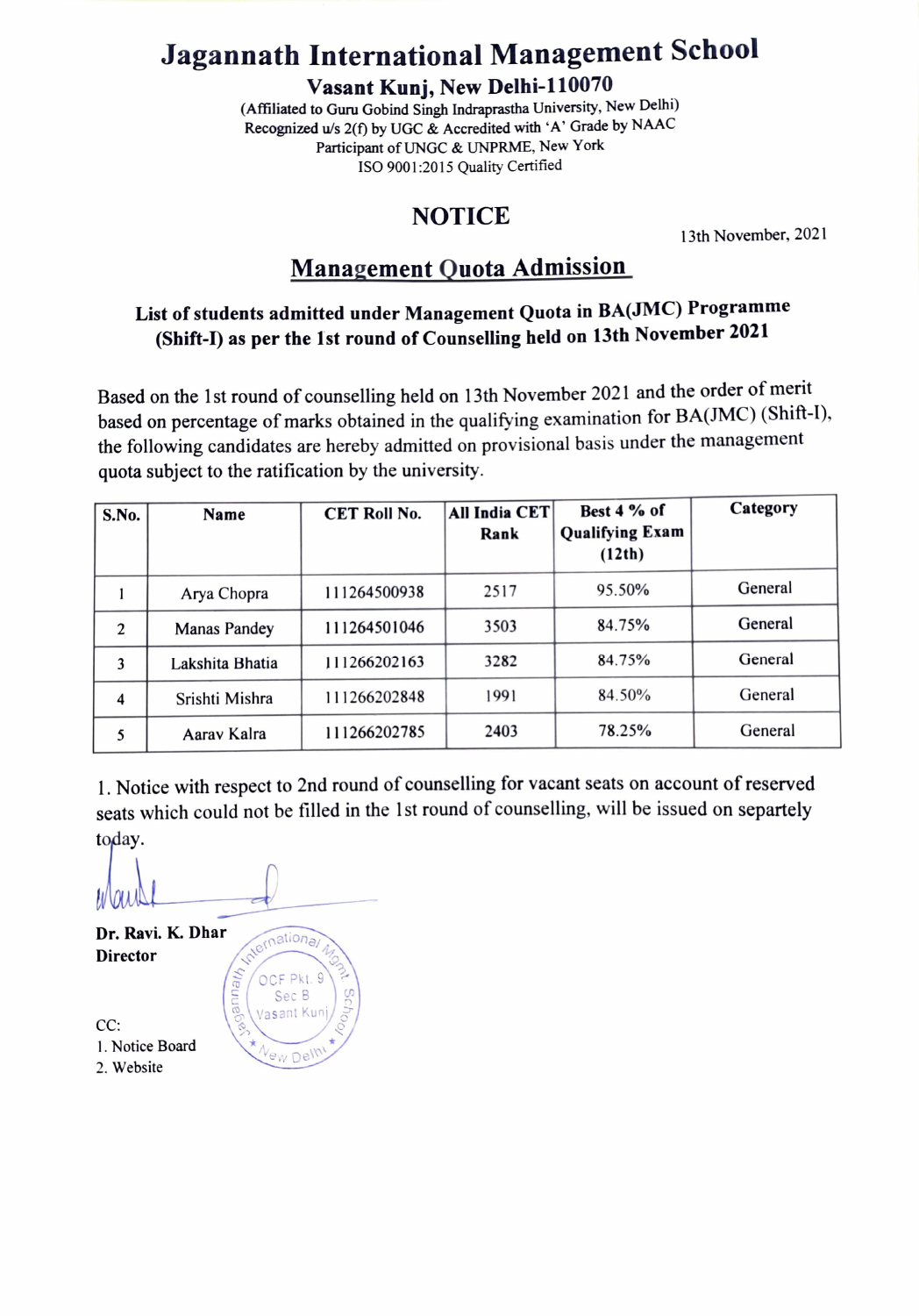# Jagannath International Management School

**Vasant Kunj, New Delhi-110070**

(Affiliated to Guru Gobind Singh Indraprastha University, New Delhi)
Recognized u/s 2(f) by UGC & Accredited with 'A' Grade by NAAC
Participant of UNGC & UNPRME, New York
ISO 9001:2015 Quality Certified

## NOTICE

13th November, 2021

## Management Quota Admission

### List of students admitted under Management Quota in BA(JMC) Programme (Shift-I) as per the 1st round of Counselling held on 13th November 2021

Based on the 1st round of counselling held on 13th November 2021 and the order of merit based on percentage of marks obtained in the qualifying examination for BA(JMC) (Shift-I), the following candidates are hereby admitted on provisional basis under the management quota subject to the ratification by the university.

| S.No. | Name | CET Roll No. | All India CET Rank | Best 4 % of Qualifying Exam (12th) | Category |
|---|---|---|---|---|---|
| 1 | Arya Chopra | 111264500938 | 2517 | 95.50% | General |
| 2 | Manas Pandey | 111264501046 | 3503 | 84.75% | General |
| 3 | Lakshita Bhatia | 111266202163 | 3282 | 84.75% | General |
| 4 | Srishti Mishra | 111266202848 | 1991 | 84.50% | General |
| 5 | Aarav Kalra | 111266202785 | 2403 | 78.25% | General |

1. Notice with respect to 2nd round of counselling for vacant seats on account of reserved seats which could not be filled in the 1st round of counselling, will be issued on separtely today.

**Dr. Ravi. K. Dhar**
**Director**

CC:
1. Notice Board
2. Website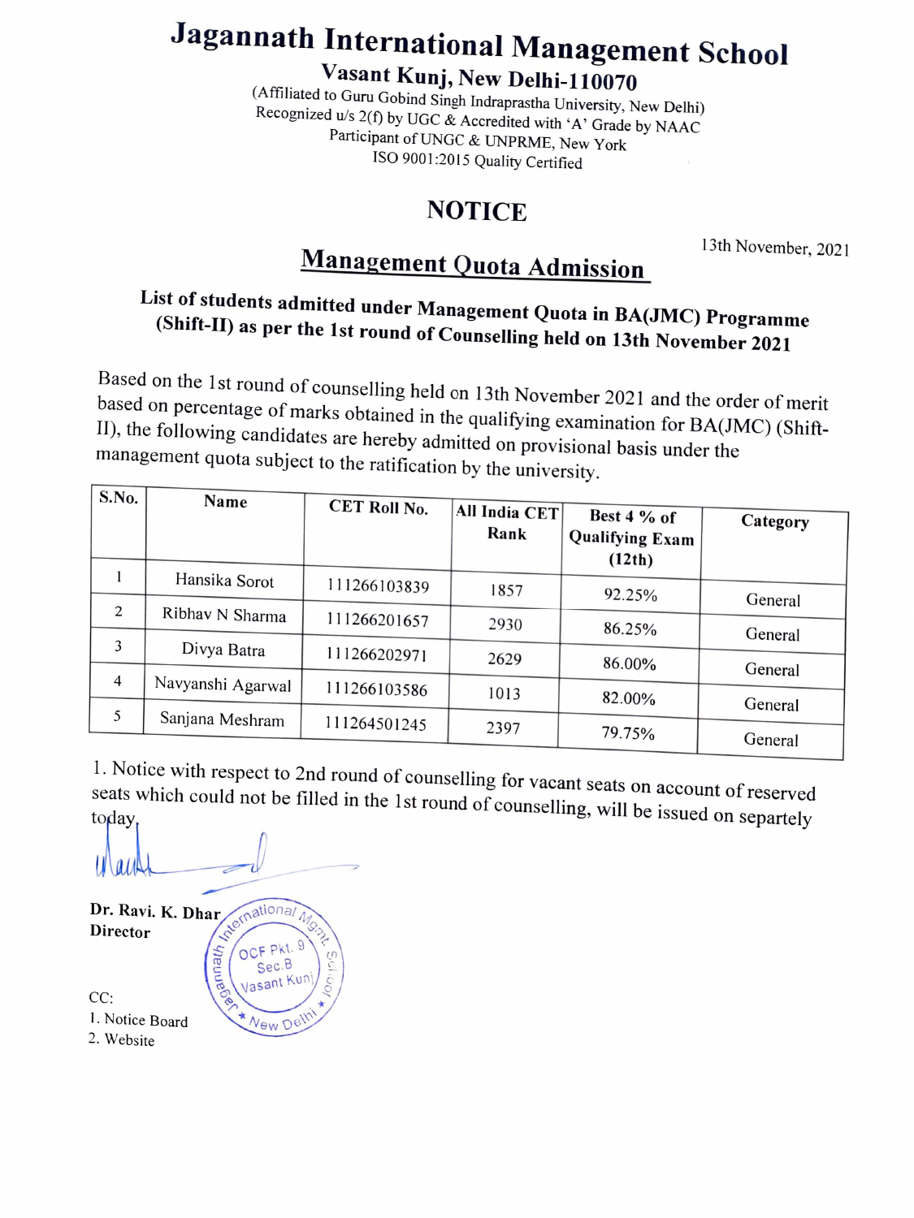# Jagannath International Management School

**Vasant Kunj, New Delhi-110070**

(Affiliated to Guru Gobind Singh Indraprastha University, New Delhi)
Recognized u/s 2(f) by UGC & Accredited with 'A' Grade by NAAC
Participant of UNGC & UNPRME, New York
ISO 9001:2015 Quality Certified

## NOTICE

13th November, 2021

## Management Quota Admission

**List of students admitted under Management Quota in BA(JMC) Programme (Shift-II) as per the 1st round of Counselling held on 13th November 2021**

Based on the 1st round of counselling held on 13th November 2021 and the order of merit based on percentage of marks obtained in the qualifying examination for BA(JMC) (Shift-II), the following candidates are hereby admitted on provisional basis under the management quota subject to the ratification by the university.

| S.No. | Name | CET Roll No. | All India CET Rank | Best 4 % of Qualifying Exam (12th) | Category |
|---|---|---|---|---|---|
| 1 | Hansika Sorot | 111266103839 | 1857 | 92.25% | General |
| 2 | Ribhav N Sharma | 111266201657 | 2930 | 86.25% | General |
| 3 | Divya Batra | 111266202971 | 2629 | 86.00% | General |
| 4 | Navyanshi Agarwal | 111266103586 | 1013 | 82.00% | General |
| 5 | Sanjana Meshram | 111264501245 | 2397 | 79.75% | General |

1. Notice with respect to 2nd round of counselling for vacant seats on account of reserved seats which could not be filled in the 1st round of counselling, will be issued on separtely today.

**Dr. Ravi. K. Dhar**
**Director**

CC:
1. Notice Board
2. Website